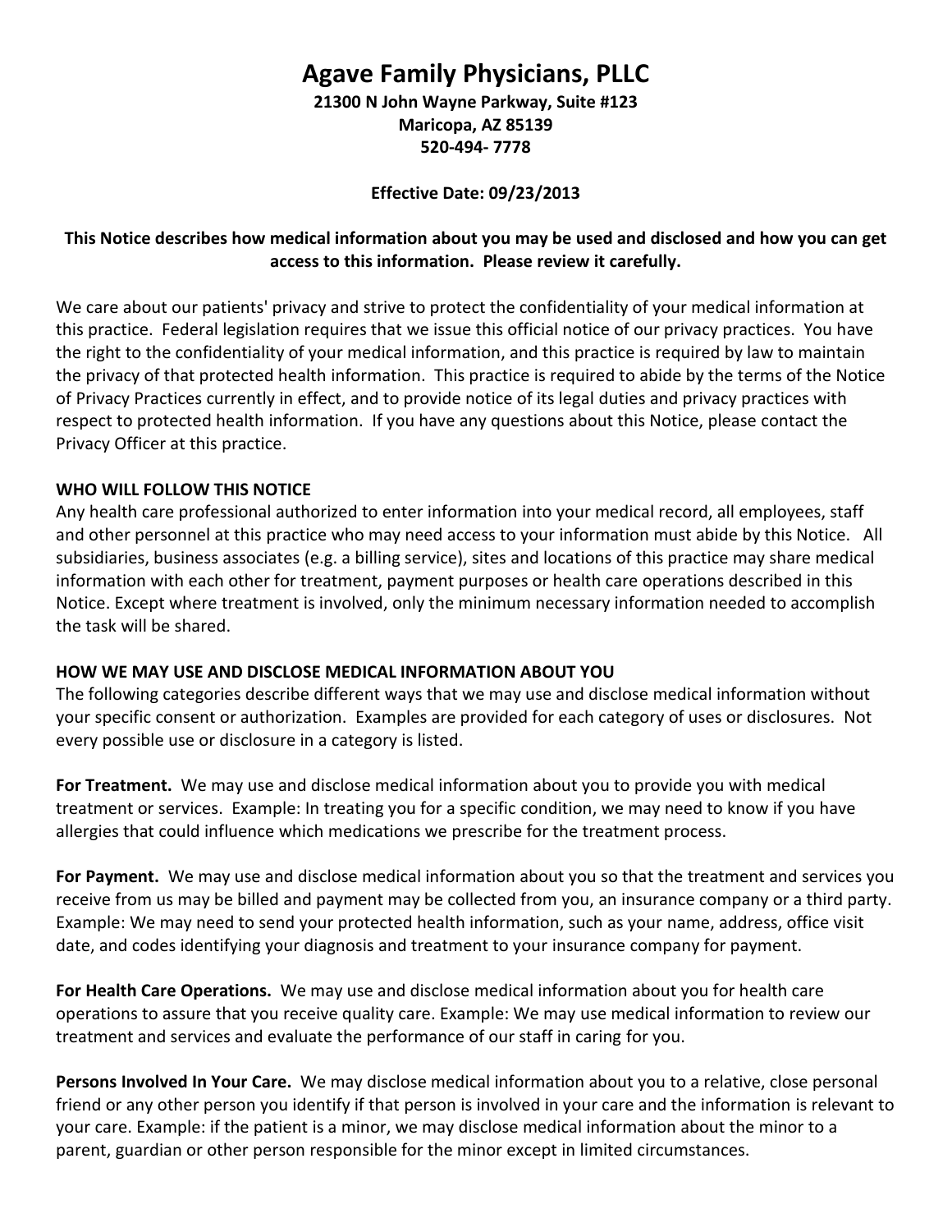# Agave Family Physicians, PLLC

**21300 N John Wayne Parkway, Suite #123**
**Maricopa, AZ 85139**
**520-494- 7778**

**Effective Date: 09/23/2013**

**This Notice describes how medical information about you may be used and disclosed and how you can get access to this information. Please review it carefully.**

We care about our patients' privacy and strive to protect the confidentiality of your medical information at this practice. Federal legislation requires that we issue this official notice of our privacy practices. You have the right to the confidentiality of your medical information, and this practice is required by law to maintain the privacy of that protected health information. This practice is required to abide by the terms of the Notice of Privacy Practices currently in effect, and to provide notice of its legal duties and privacy practices with respect to protected health information. If you have any questions about this Notice, please contact the Privacy Officer at this practice.

## WHO WILL FOLLOW THIS NOTICE

Any health care professional authorized to enter information into your medical record, all employees, staff and other personnel at this practice who may need access to your information must abide by this Notice. All subsidiaries, business associates (e.g. a billing service), sites and locations of this practice may share medical information with each other for treatment, payment purposes or health care operations described in this Notice. Except where treatment is involved, only the minimum necessary information needed to accomplish the task will be shared.

## HOW WE MAY USE AND DISCLOSE MEDICAL INFORMATION ABOUT YOU

The following categories describe different ways that we may use and disclose medical information without your specific consent or authorization. Examples are provided for each category of uses or disclosures. Not every possible use or disclosure in a category is listed.

**For Treatment.** We may use and disclose medical information about you to provide you with medical treatment or services. Example: In treating you for a specific condition, we may need to know if you have allergies that could influence which medications we prescribe for the treatment process.

**For Payment.** We may use and disclose medical information about you so that the treatment and services you receive from us may be billed and payment may be collected from you, an insurance company or a third party. Example: We may need to send your protected health information, such as your name, address, office visit date, and codes identifying your diagnosis and treatment to your insurance company for payment.

**For Health Care Operations.** We may use and disclose medical information about you for health care operations to assure that you receive quality care. Example: We may use medical information to review our treatment and services and evaluate the performance of our staff in caring for you.

**Persons Involved In Your Care.** We may disclose medical information about you to a relative, close personal friend or any other person you identify if that person is involved in your care and the information is relevant to your care. Example: if the patient is a minor, we may disclose medical information about the minor to a parent, guardian or other person responsible for the minor except in limited circumstances.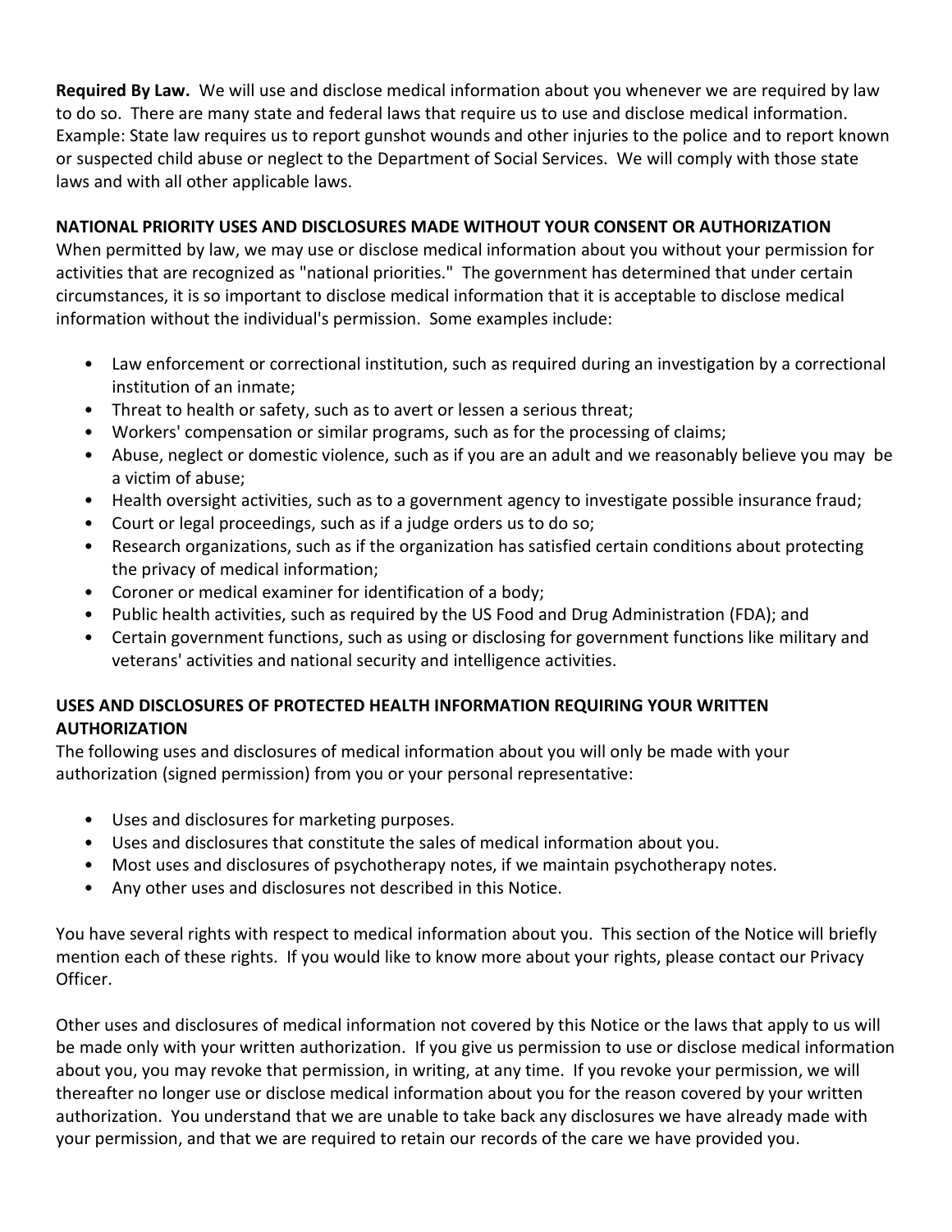**Required By Law.** We will use and disclose medical information about you whenever we are required by law to do so. There are many state and federal laws that require us to use and disclose medical information. Example: State law requires us to report gunshot wounds and other injuries to the police and to report known or suspected child abuse or neglect to the Department of Social Services. We will comply with those state laws and with all other applicable laws.

**NATIONAL PRIORITY USES AND DISCLOSURES MADE WITHOUT YOUR CONSENT OR AUTHORIZATION**

When permitted by law, we may use or disclose medical information about you without your permission for activities that are recognized as "national priorities." The government has determined that under certain circumstances, it is so important to disclose medical information that it is acceptable to disclose medical information without the individual's permission. Some examples include:

- Law enforcement or correctional institution, such as required during an investigation by a correctional institution of an inmate;
- Threat to health or safety, such as to avert or lessen a serious threat;
- Workers' compensation or similar programs, such as for the processing of claims;
- Abuse, neglect or domestic violence, such as if you are an adult and we reasonably believe you may be a victim of abuse;
- Health oversight activities, such as to a government agency to investigate possible insurance fraud;
- Court or legal proceedings, such as if a judge orders us to do so;
- Research organizations, such as if the organization has satisfied certain conditions about protecting the privacy of medical information;
- Coroner or medical examiner for identification of a body;
- Public health activities, such as required by the US Food and Drug Administration (FDA); and
- Certain government functions, such as using or disclosing for government functions like military and veterans' activities and national security and intelligence activities.

**USES AND DISCLOSURES OF PROTECTED HEALTH INFORMATION REQUIRING YOUR WRITTEN AUTHORIZATION**

The following uses and disclosures of medical information about you will only be made with your authorization (signed permission) from you or your personal representative:

- Uses and disclosures for marketing purposes.
- Uses and disclosures that constitute the sales of medical information about you.
- Most uses and disclosures of psychotherapy notes, if we maintain psychotherapy notes.
- Any other uses and disclosures not described in this Notice.

You have several rights with respect to medical information about you. This section of the Notice will briefly mention each of these rights. If you would like to know more about your rights, please contact our Privacy Officer.

Other uses and disclosures of medical information not covered by this Notice or the laws that apply to us will be made only with your written authorization. If you give us permission to use or disclose medical information about you, you may revoke that permission, in writing, at any time. If you revoke your permission, we will thereafter no longer use or disclose medical information about you for the reason covered by your written authorization. You understand that we are unable to take back any disclosures we have already made with your permission, and that we are required to retain our records of the care we have provided you.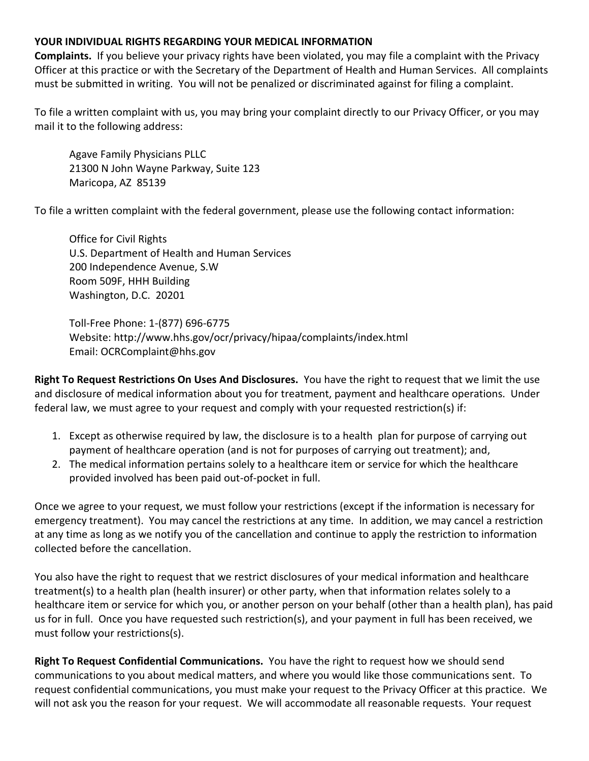**YOUR INDIVIDUAL RIGHTS REGARDING YOUR MEDICAL INFORMATION**

**Complaints.** If you believe your privacy rights have been violated, you may file a complaint with the Privacy Officer at this practice or with the Secretary of the Department of Health and Human Services. All complaints must be submitted in writing. You will not be penalized or discriminated against for filing a complaint.

To file a written complaint with us, you may bring your complaint directly to our Privacy Officer, or you may mail it to the following address:

> Agave Family Physicians PLLC
> 21300 N John Wayne Parkway, Suite 123
> Maricopa, AZ 85139

To file a written complaint with the federal government, please use the following contact information:

> Office for Civil Rights
> U.S. Department of Health and Human Services
> 200 Independence Avenue, S.W
> Room 509F, HHH Building
> Washington, D.C. 20201
>
> Toll-Free Phone: 1-(877) 696-6775
> Website: http://www.hhs.gov/ocr/privacy/hipaa/complaints/index.html
> Email: OCRComplaint@hhs.gov

**Right To Request Restrictions On Uses And Disclosures.** You have the right to request that we limit the use and disclosure of medical information about you for treatment, payment and healthcare operations. Under federal law, we must agree to your request and comply with your requested restriction(s) if:

1. Except as otherwise required by law, the disclosure is to a health plan for purpose of carrying out payment of healthcare operation (and is not for purposes of carrying out treatment); and,
2. The medical information pertains solely to a healthcare item or service for which the healthcare provided involved has been paid out-of-pocket in full.

Once we agree to your request, we must follow your restrictions (except if the information is necessary for emergency treatment). You may cancel the restrictions at any time. In addition, we may cancel a restriction at any time as long as we notify you of the cancellation and continue to apply the restriction to information collected before the cancellation.

You also have the right to request that we restrict disclosures of your medical information and healthcare treatment(s) to a health plan (health insurer) or other party, when that information relates solely to a healthcare item or service for which you, or another person on your behalf (other than a health plan), has paid us for in full. Once you have requested such restriction(s), and your payment in full has been received, we must follow your restrictions(s).

**Right To Request Confidential Communications.** You have the right to request how we should send communications to you about medical matters, and where you would like those communications sent. To request confidential communications, you must make your request to the Privacy Officer at this practice. We will not ask you the reason for your request. We will accommodate all reasonable requests. Your request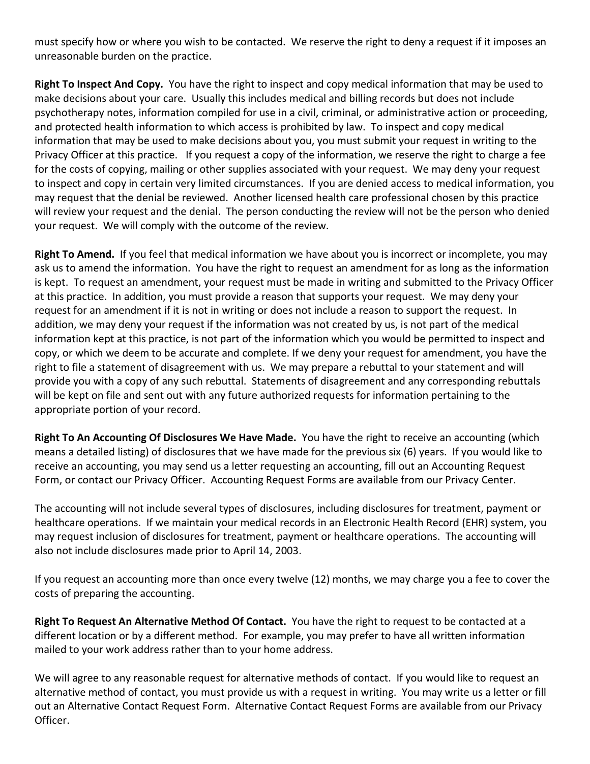must specify how or where you wish to be contacted. We reserve the right to deny a request if it imposes an unreasonable burden on the practice.

**Right To Inspect And Copy.** You have the right to inspect and copy medical information that may be used to make decisions about your care. Usually this includes medical and billing records but does not include psychotherapy notes, information compiled for use in a civil, criminal, or administrative action or proceeding, and protected health information to which access is prohibited by law. To inspect and copy medical information that may be used to make decisions about you, you must submit your request in writing to the Privacy Officer at this practice. If you request a copy of the information, we reserve the right to charge a fee for the costs of copying, mailing or other supplies associated with your request. We may deny your request to inspect and copy in certain very limited circumstances. If you are denied access to medical information, you may request that the denial be reviewed. Another licensed health care professional chosen by this practice will review your request and the denial. The person conducting the review will not be the person who denied your request. We will comply with the outcome of the review.

**Right To Amend.** If you feel that medical information we have about you is incorrect or incomplete, you may ask us to amend the information. You have the right to request an amendment for as long as the information is kept. To request an amendment, your request must be made in writing and submitted to the Privacy Officer at this practice. In addition, you must provide a reason that supports your request. We may deny your request for an amendment if it is not in writing or does not include a reason to support the request. In addition, we may deny your request if the information was not created by us, is not part of the medical information kept at this practice, is not part of the information which you would be permitted to inspect and copy, or which we deem to be accurate and complete. If we deny your request for amendment, you have the right to file a statement of disagreement with us. We may prepare a rebuttal to your statement and will provide you with a copy of any such rebuttal. Statements of disagreement and any corresponding rebuttals will be kept on file and sent out with any future authorized requests for information pertaining to the appropriate portion of your record.

**Right To An Accounting Of Disclosures We Have Made.** You have the right to receive an accounting (which means a detailed listing) of disclosures that we have made for the previous six (6) years. If you would like to receive an accounting, you may send us a letter requesting an accounting, fill out an Accounting Request Form, or contact our Privacy Officer. Accounting Request Forms are available from our Privacy Center.

The accounting will not include several types of disclosures, including disclosures for treatment, payment or healthcare operations. If we maintain your medical records in an Electronic Health Record (EHR) system, you may request inclusion of disclosures for treatment, payment or healthcare operations. The accounting will also not include disclosures made prior to April 14, 2003.

If you request an accounting more than once every twelve (12) months, we may charge you a fee to cover the costs of preparing the accounting.

**Right To Request An Alternative Method Of Contact.** You have the right to request to be contacted at a different location or by a different method. For example, you may prefer to have all written information mailed to your work address rather than to your home address.

We will agree to any reasonable request for alternative methods of contact. If you would like to request an alternative method of contact, you must provide us with a request in writing. You may write us a letter or fill out an Alternative Contact Request Form. Alternative Contact Request Forms are available from our Privacy Officer.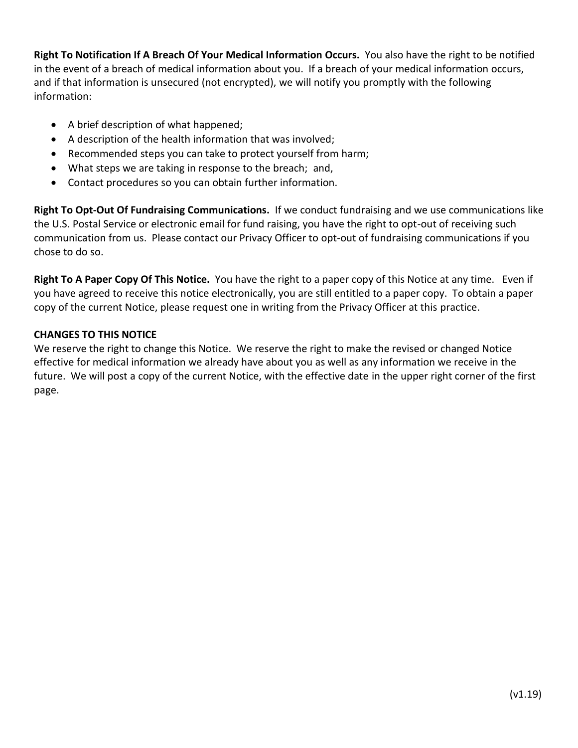**Right To Notification If A Breach Of Your Medical Information Occurs.** You also have the right to be notified in the event of a breach of medical information about you. If a breach of your medical information occurs, and if that information is unsecured (not encrypted), we will notify you promptly with the following information:

- A brief description of what happened;
- A description of the health information that was involved;
- Recommended steps you can take to protect yourself from harm;
- What steps we are taking in response to the breach; and,
- Contact procedures so you can obtain further information.

**Right To Opt-Out Of Fundraising Communications.** If we conduct fundraising and we use communications like the U.S. Postal Service or electronic email for fund raising, you have the right to opt-out of receiving such communication from us. Please contact our Privacy Officer to opt-out of fundraising communications if you chose to do so.

**Right To A Paper Copy Of This Notice.** You have the right to a paper copy of this Notice at any time. Even if you have agreed to receive this notice electronically, you are still entitled to a paper copy. To obtain a paper copy of the current Notice, please request one in writing from the Privacy Officer at this practice.

**CHANGES TO THIS NOTICE**

We reserve the right to change this Notice. We reserve the right to make the revised or changed Notice effective for medical information we already have about you as well as any information we receive in the future. We will post a copy of the current Notice, with the effective date in the upper right corner of the first page.

(v1.19)